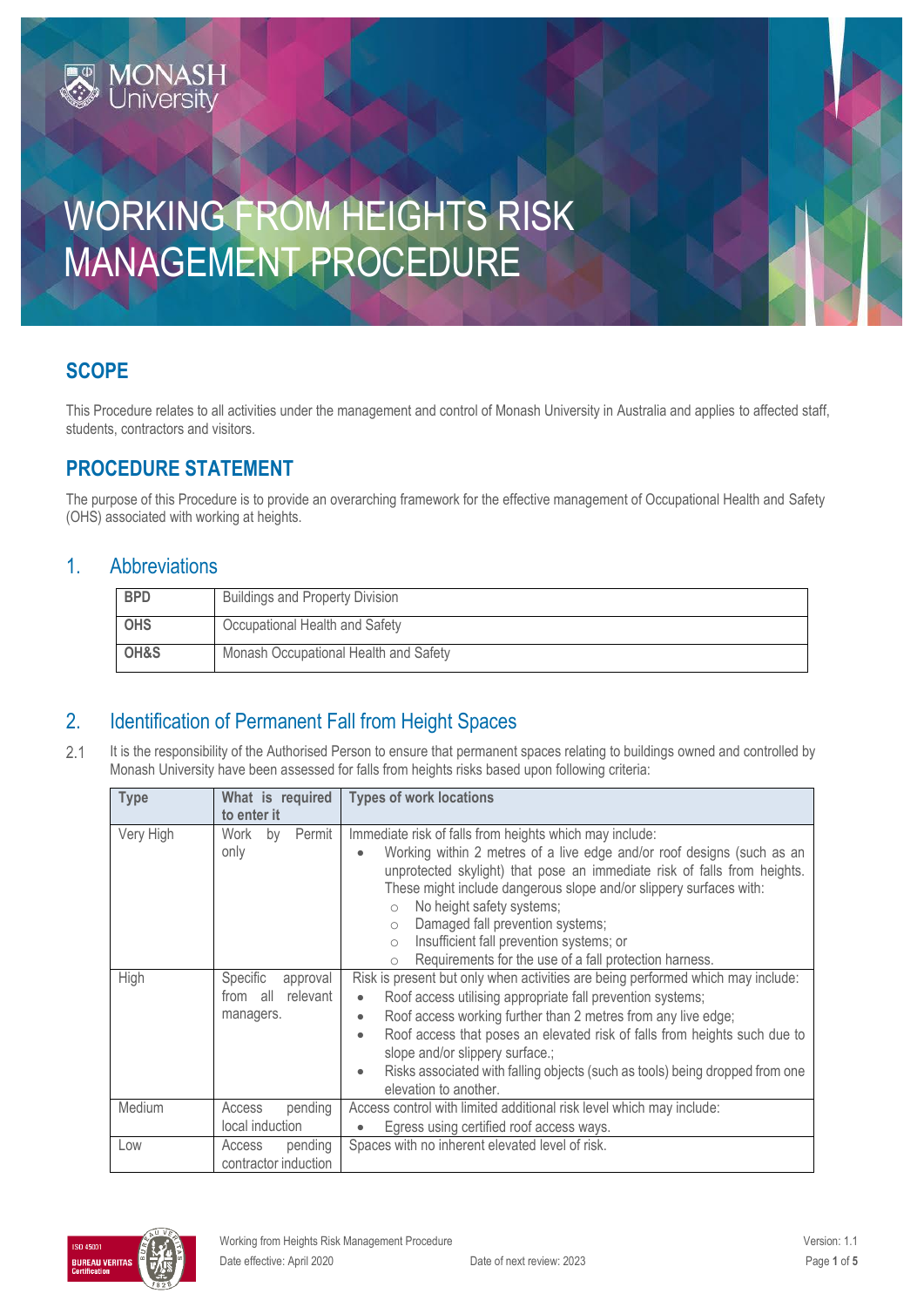# WORKING FROM HEIGHTS RISK MANAGEMENT PROCEDURE

## SCOPE

This Procedure relates to all activities under the management and control of Monash University in Australia and applies to affected staff, students, contractors and visitors.

## PROCEDURE STATEMENT

The purpose of this Procedure is to provide an overarching framework for the effective management of Occupational Health and Safety (OHS) associated with working at heights.

## 1. Abbreviations

| | |
|---|---|
| **BPD** | Buildings and Property Division |
| **OHS** | Occupational Health and Safety |
| **OH&S** | Monash Occupational Health and Safety |

## 2. Identification of Permanent Fall from Height Spaces

2.1 It is the responsibility of the Authorised Person to ensure that permanent spaces relating to buildings owned and controlled by Monash University have been assessed for falls from heights risks based upon following criteria:

| Type | What is required to enter it | Types of work locations |
|---|---|---|
| Very High | Work by Permit only | Immediate risk of falls from heights which may include:<br>• Working within 2 metres of a live edge and/or roof designs (such as an unprotected skylight) that pose an immediate risk of falls from heights. These might include dangerous slope and/or slippery surfaces with:<br>  ○ No height safety systems;<br>  ○ Damaged fall prevention systems;<br>  ○ Insufficient fall prevention systems; or<br>  ○ Requirements for the use of a fall protection harness. |
| High | Specific approval from all relevant managers. | Risk is present but only when activities are being performed which may include:<br>• Roof access utilising appropriate fall prevention systems;<br>• Roof access working further than 2 metres from any live edge;<br>• Roof access that poses an elevated risk of falls from heights such due to slope and/or slippery surface.;<br>• Risks associated with falling objects (such as tools) being dropped from one elevation to another. |
| Medium | Access pending local induction | Access control with limited additional risk level which may include:<br>• Egress using certified roof access ways. |
| Low | Access pending contractor induction | Spaces with no inherent elevated level of risk. |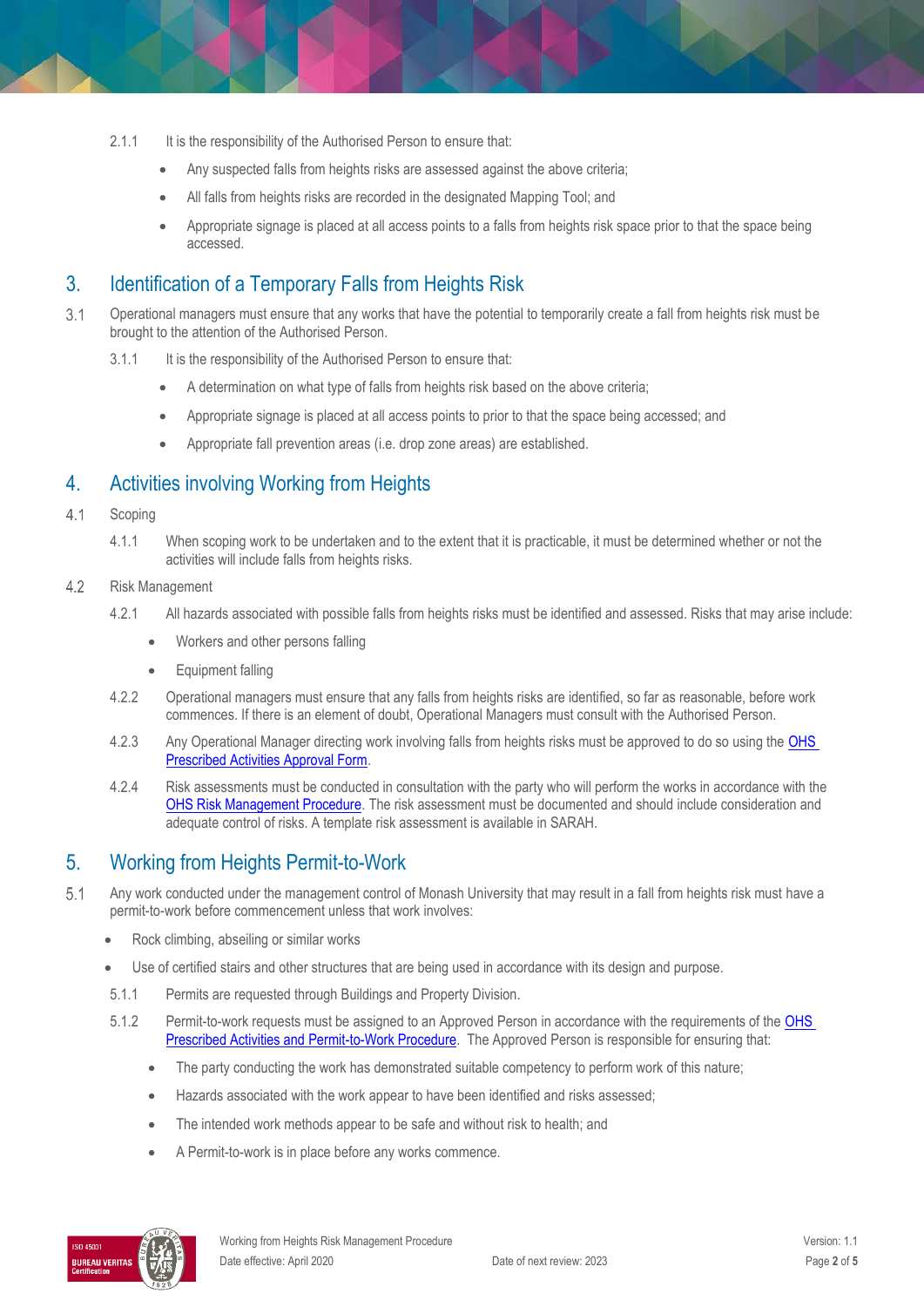2.1.1 It is the responsibility of the Authorised Person to ensure that:

- Any suspected falls from heights risks are assessed against the above criteria;
- All falls from heights risks are recorded in the designated Mapping Tool; and
- Appropriate signage is placed at all access points to a falls from heights risk space prior to that the space being accessed.

## 3. Identification of a Temporary Falls from Heights Risk

3.1 Operational managers must ensure that any works that have the potential to temporarily create a fall from heights risk must be brought to the attention of the Authorised Person.

3.1.1 It is the responsibility of the Authorised Person to ensure that:

- A determination on what type of falls from heights risk based on the above criteria;
- Appropriate signage is placed at all access points to prior to that the space being accessed; and
- Appropriate fall prevention areas (i.e. drop zone areas) are established.

## 4. Activities involving Working from Heights

4.1 Scoping

4.1.1 When scoping work to be undertaken and to the extent that it is practicable, it must be determined whether or not the activities will include falls from heights risks.

4.2 Risk Management

4.2.1 All hazards associated with possible falls from heights risks must be identified and assessed. Risks that may arise include:

- Workers and other persons falling
- Equipment falling

4.2.2 Operational managers must ensure that any falls from heights risks are identified, so far as reasonable, before work commences. If there is an element of doubt, Operational Managers must consult with the Authorised Person.

4.2.3 Any Operational Manager directing work involving falls from heights risks must be approved to do so using the OHS Prescribed Activities Approval Form.

4.2.4 Risk assessments must be conducted in consultation with the party who will perform the works in accordance with the OHS Risk Management Procedure. The risk assessment must be documented and should include consideration and adequate control of risks. A template risk assessment is available in SARAH.

## 5. Working from Heights Permit-to-Work

5.1 Any work conducted under the management control of Monash University that may result in a fall from heights risk must have a permit-to-work before commencement unless that work involves:

- Rock climbing, abseiling or similar works
- Use of certified stairs and other structures that are being used in accordance with its design and purpose.

5.1.1 Permits are requested through Buildings and Property Division.

5.1.2 Permit-to-work requests must be assigned to an Approved Person in accordance with the requirements of the OHS Prescribed Activities and Permit-to-Work Procedure. The Approved Person is responsible for ensuring that:

- The party conducting the work has demonstrated suitable competency to perform work of this nature;
- Hazards associated with the work appear to have been identified and risks assessed;
- The intended work methods appear to be safe and without risk to health; and
- A Permit-to-work is in place before any works commence.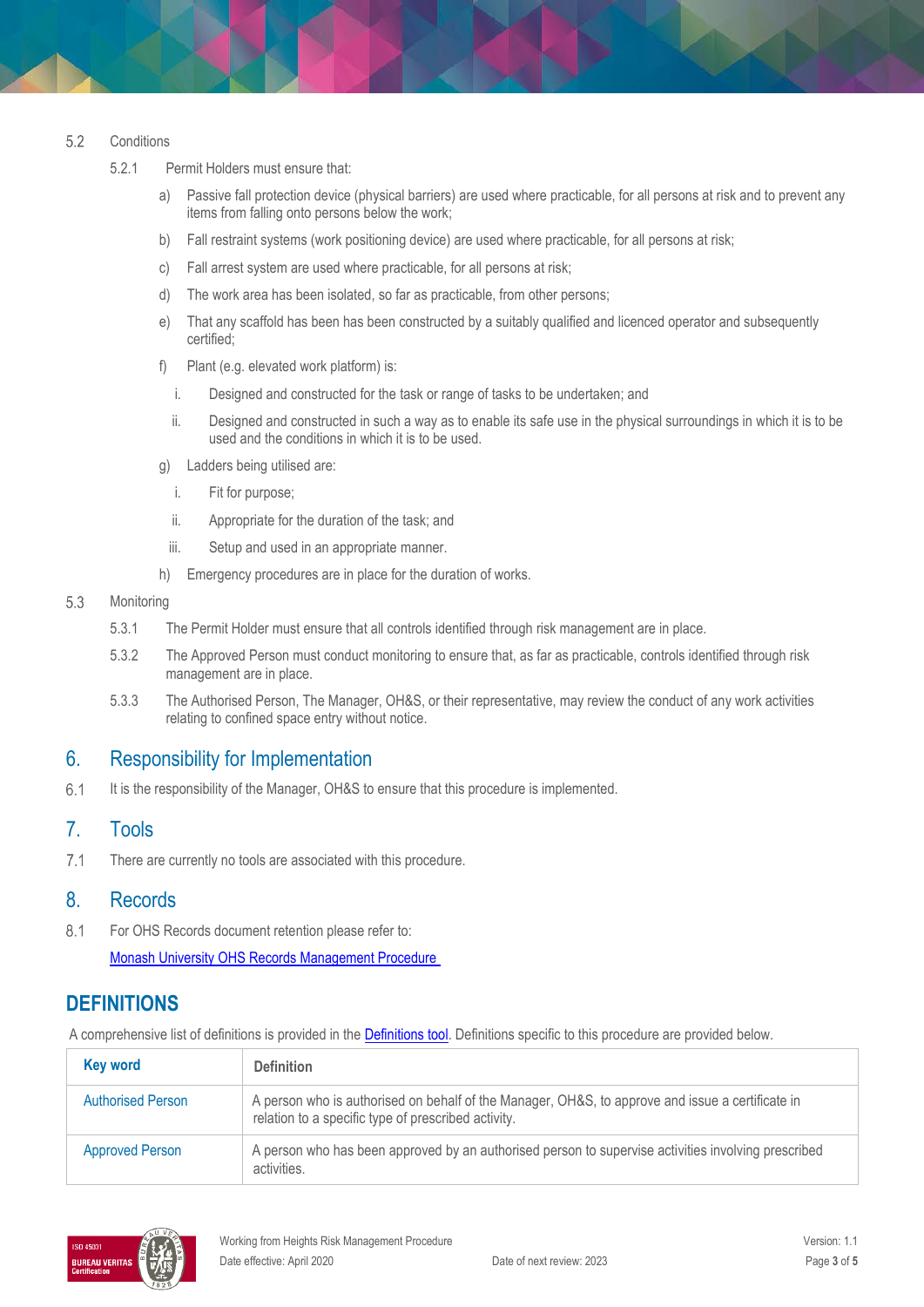5.2 Conditions

5.2.1 Permit Holders must ensure that:

a) Passive fall protection device (physical barriers) are used where practicable, for all persons at risk and to prevent any items from falling onto persons below the work;

b) Fall restraint systems (work positioning device) are used where practicable, for all persons at risk;

c) Fall arrest system are used where practicable, for all persons at risk;

d) The work area has been isolated, so far as practicable, from other persons;

e) That any scaffold has been has been constructed by a suitably qualified and licenced operator and subsequently certified;

f) Plant (e.g. elevated work platform) is:

i. Designed and constructed for the task or range of tasks to be undertaken; and

ii. Designed and constructed in such a way as to enable its safe use in the physical surroundings in which it is to be used and the conditions in which it is to be used.

g) Ladders being utilised are:

i. Fit for purpose;

ii. Appropriate for the duration of the task; and

iii. Setup and used in an appropriate manner.

h) Emergency procedures are in place for the duration of works.

5.3 Monitoring

5.3.1 The Permit Holder must ensure that all controls identified through risk management are in place.

5.3.2 The Approved Person must conduct monitoring to ensure that, as far as practicable, controls identified through risk management are in place.

5.3.3 The Authorised Person, The Manager, OH&S, or their representative, may review the conduct of any work activities relating to confined space entry without notice.

## 6. Responsibility for Implementation

6.1 It is the responsibility of the Manager, OH&S to ensure that this procedure is implemented.

## 7. Tools

7.1 There are currently no tools are associated with this procedure.

## 8. Records

8.1 For OHS Records document retention please refer to:

[Monash University OHS Records Management Procedure](#)

## DEFINITIONS

A comprehensive list of definitions is provided in the [Definitions tool](#). Definitions specific to this procedure are provided below.

| Key word | Definition |
|---|---|
| Authorised Person | A person who is authorised on behalf of the Manager, OH&S, to approve and issue a certificate in relation to a specific type of prescribed activity. |
| Approved Person | A person who has been approved by an authorised person to supervise activities involving prescribed activities. |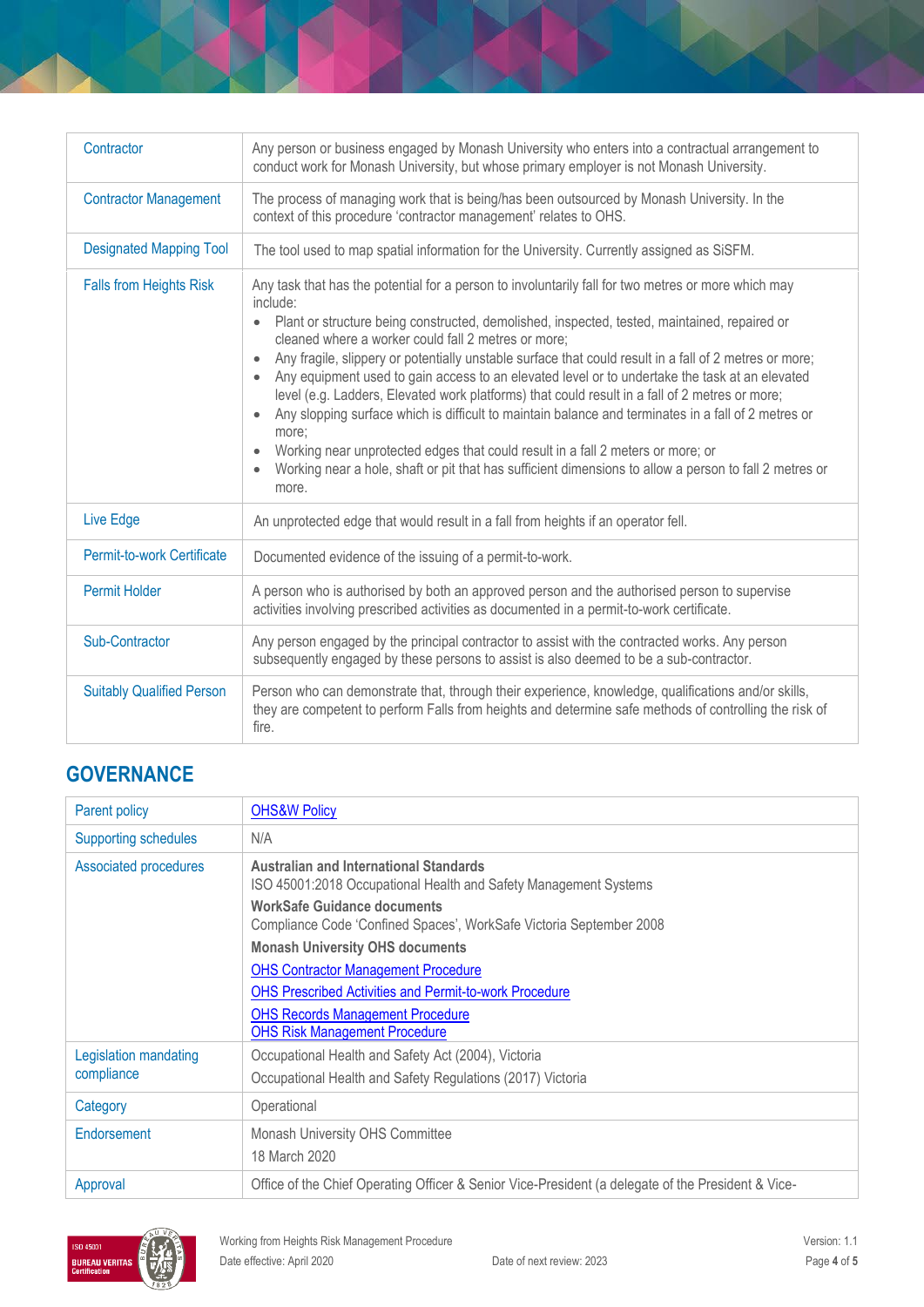| | |
|---|---|
| Contractor | Any person or business engaged by Monash University who enters into a contractual arrangement to conduct work for Monash University, but whose primary employer is not Monash University. |
| Contractor Management | The process of managing work that is being/has been outsourced by Monash University. In the context of this procedure 'contractor management' relates to OHS. |
| Designated Mapping Tool | The tool used to map spatial information for the University. Currently assigned as SiSFM. |
| Falls from Heights Risk | Any task that has the potential for a person to involuntarily fall for two metres or more which may include:<br>• Plant or structure being constructed, demolished, inspected, tested, maintained, repaired or cleaned where a worker could fall 2 metres or more;<br>• Any fragile, slippery or potentially unstable surface that could result in a fall of 2 metres or more;<br>• Any equipment used to gain access to an elevated level or to undertake the task at an elevated level (e.g. Ladders, Elevated work platforms) that could result in a fall of 2 metres or more;<br>• Any slopping surface which is difficult to maintain balance and terminates in a fall of 2 metres or more;<br>• Working near unprotected edges that could result in a fall 2 meters or more; or<br>• Working near a hole, shaft or pit that has sufficient dimensions to allow a person to fall 2 metres or more. |
| Live Edge | An unprotected edge that would result in a fall from heights if an operator fell. |
| Permit-to-work Certificate | Documented evidence of the issuing of a permit-to-work. |
| Permit Holder | A person who is authorised by both an approved person and the authorised person to supervise activities involving prescribed activities as documented in a permit-to-work certificate. |
| Sub-Contractor | Any person engaged by the principal contractor to assist with the contracted works. Any person subsequently engaged by these persons to assist is also deemed to be a sub-contractor. |
| Suitably Qualified Person | Person who can demonstrate that, through their experience, knowledge, qualifications and/or skills, they are competent to perform Falls from heights and determine safe methods of controlling the risk of fire. |

## GOVERNANCE

| | |
|---|---|
| Parent policy | OHS&W Policy |
| Supporting schedules | N/A |
| Associated procedures | **Australian and International Standards**<br>ISO 45001:2018 Occupational Health and Safety Management Systems<br>**WorkSafe Guidance documents**<br>Compliance Code 'Confined Spaces', WorkSafe Victoria September 2008<br>**Monash University OHS documents**<br>OHS Contractor Management Procedure<br>OHS Prescribed Activities and Permit-to-work Procedure<br>OHS Records Management Procedure<br>OHS Risk Management Procedure |
| Legislation mandating compliance | Occupational Health and Safety Act (2004), Victoria<br>Occupational Health and Safety Regulations (2017) Victoria |
| Category | Operational |
| Endorsement | Monash University OHS Committee<br>18 March 2020 |
| Approval | Office of the Chief Operating Officer & Senior Vice-President (a delegate of the President & Vice- |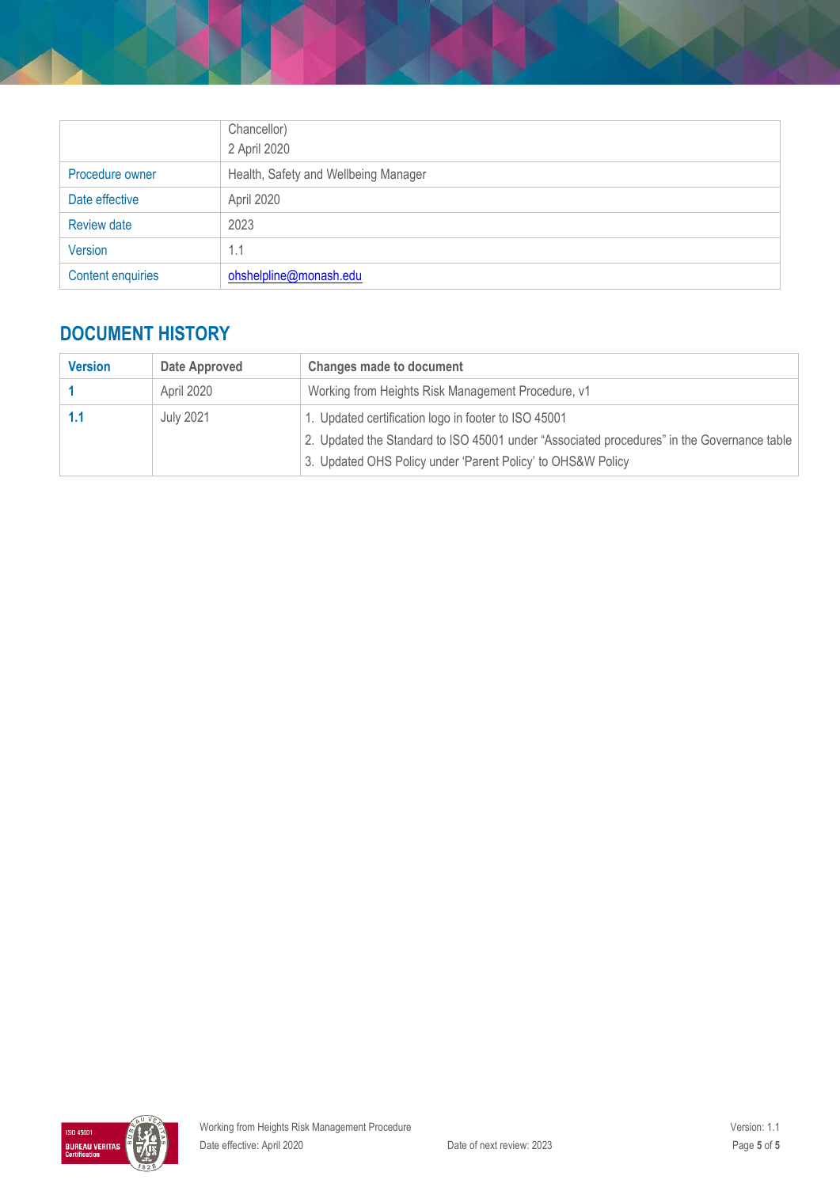| | |
|---|---|
| | Chancellor)<br>2 April 2020 |
| Procedure owner | Health, Safety and Wellbeing Manager |
| Date effective | April 2020 |
| Review date | 2023 |
| Version | 1.1 |
| Content enquiries | ohshelpline@monash.edu |

## DOCUMENT HISTORY

| Version | Date Approved | Changes made to document |
|---|---|---|
| 1 | April 2020 | Working from Heights Risk Management Procedure, v1 |
| 1.1 | July 2021 | 1. Updated certification logo in footer to ISO 45001<br>2. Updated the Standard to ISO 45001 under "Associated procedures" in the Governance table<br>3. Updated OHS Policy under 'Parent Policy' to OHS&W Policy |